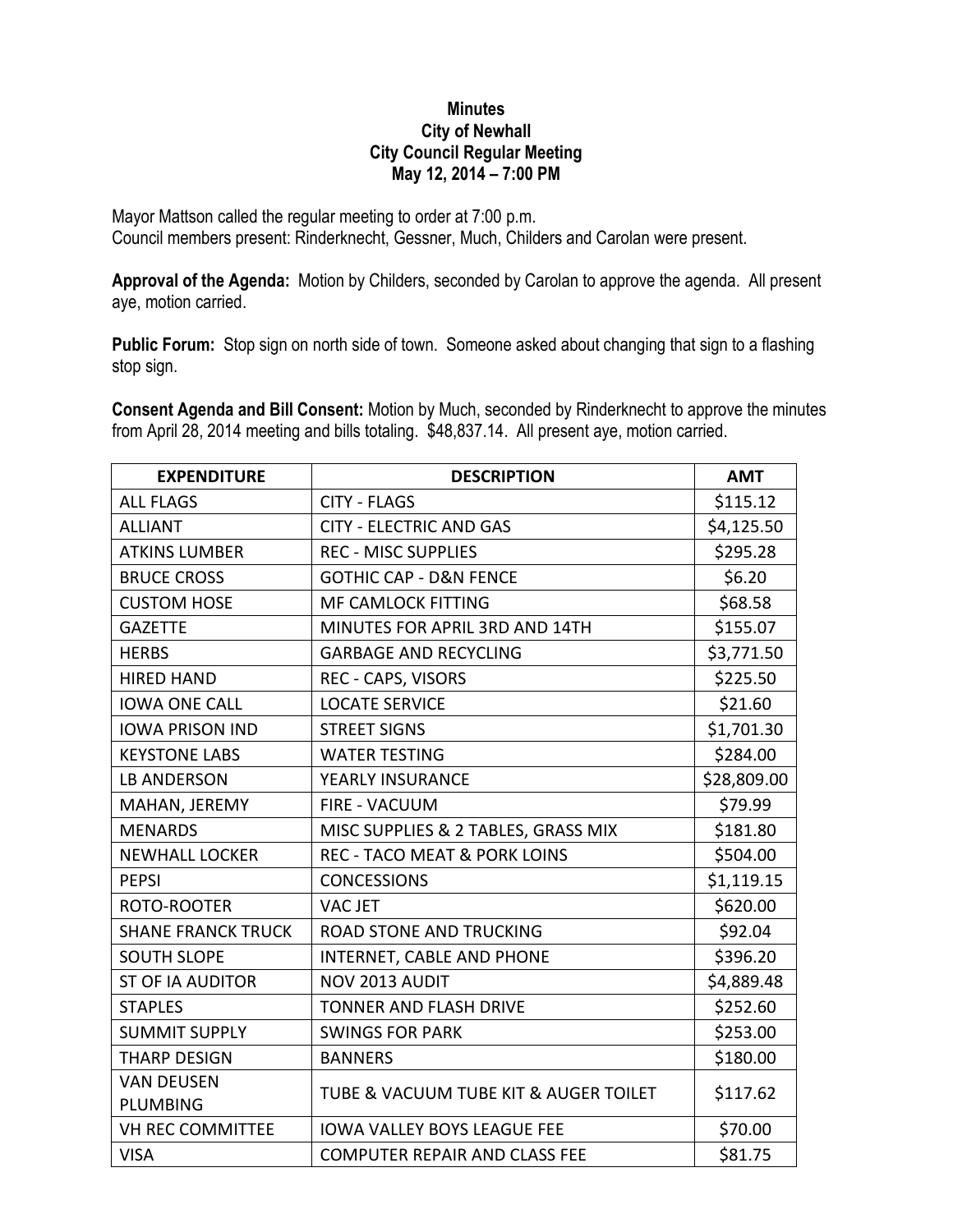**Minutes**
**City of Newhall**
**City Council Regular Meeting**
**May 12, 2014 – 7:00 PM**

Mayor Mattson called the regular meeting to order at 7:00 p.m.
Council members present: Rinderknecht, Gessner, Much, Childers and Carolan were present.

**Approval of the Agenda:** Motion by Childers, seconded by Carolan to approve the agenda. All present aye, motion carried.

**Public Forum:** Stop sign on north side of town. Someone asked about changing that sign to a flashing stop sign.

**Consent Agenda and Bill Consent:** Motion by Much, seconded by Rinderknecht to approve the minutes from April 28, 2014 meeting and bills totaling. $48,837.14. All present aye, motion carried.

| EXPENDITURE | DESCRIPTION | AMT |
|---|---|---|
| ALL FLAGS | CITY - FLAGS | $115.12 |
| ALLIANT | CITY - ELECTRIC AND GAS | $4,125.50 |
| ATKINS LUMBER | REC - MISC SUPPLIES | $295.28 |
| BRUCE CROSS | GOTHIC CAP - D&N FENCE | $6.20 |
| CUSTOM HOSE | MF CAMLOCK FITTING | $68.58 |
| GAZETTE | MINUTES FOR APRIL 3RD AND 14TH | $155.07 |
| HERBS | GARBAGE AND RECYCLING | $3,771.50 |
| HIRED HAND | REC - CAPS, VISORS | $225.50 |
| IOWA ONE CALL | LOCATE SERVICE | $21.60 |
| IOWA PRISON IND | STREET SIGNS | $1,701.30 |
| KEYSTONE LABS | WATER TESTING | $284.00 |
| LB ANDERSON | YEARLY INSURANCE | $28,809.00 |
| MAHAN, JEREMY | FIRE - VACUUM | $79.99 |
| MENARDS | MISC SUPPLIES & 2 TABLES, GRASS MIX | $181.80 |
| NEWHALL LOCKER | REC - TACO MEAT & PORK LOINS | $504.00 |
| PEPSI | CONCESSIONS | $1,119.15 |
| ROTO-ROOTER | VAC JET | $620.00 |
| SHANE FRANCK TRUCK | ROAD STONE AND TRUCKING | $92.04 |
| SOUTH SLOPE | INTERNET, CABLE AND PHONE | $396.20 |
| ST OF IA AUDITOR | NOV 2013 AUDIT | $4,889.48 |
| STAPLES | TONNER AND FLASH DRIVE | $252.60 |
| SUMMIT SUPPLY | SWINGS FOR PARK | $253.00 |
| THARP DESIGN | BANNERS | $180.00 |
| VAN DEUSEN PLUMBING | TUBE & VACUUM TUBE KIT & AUGER TOILET | $117.62 |
| VH REC COMMITTEE | IOWA VALLEY BOYS LEAGUE FEE | $70.00 |
| VISA | COMPUTER REPAIR AND CLASS FEE | $81.75 |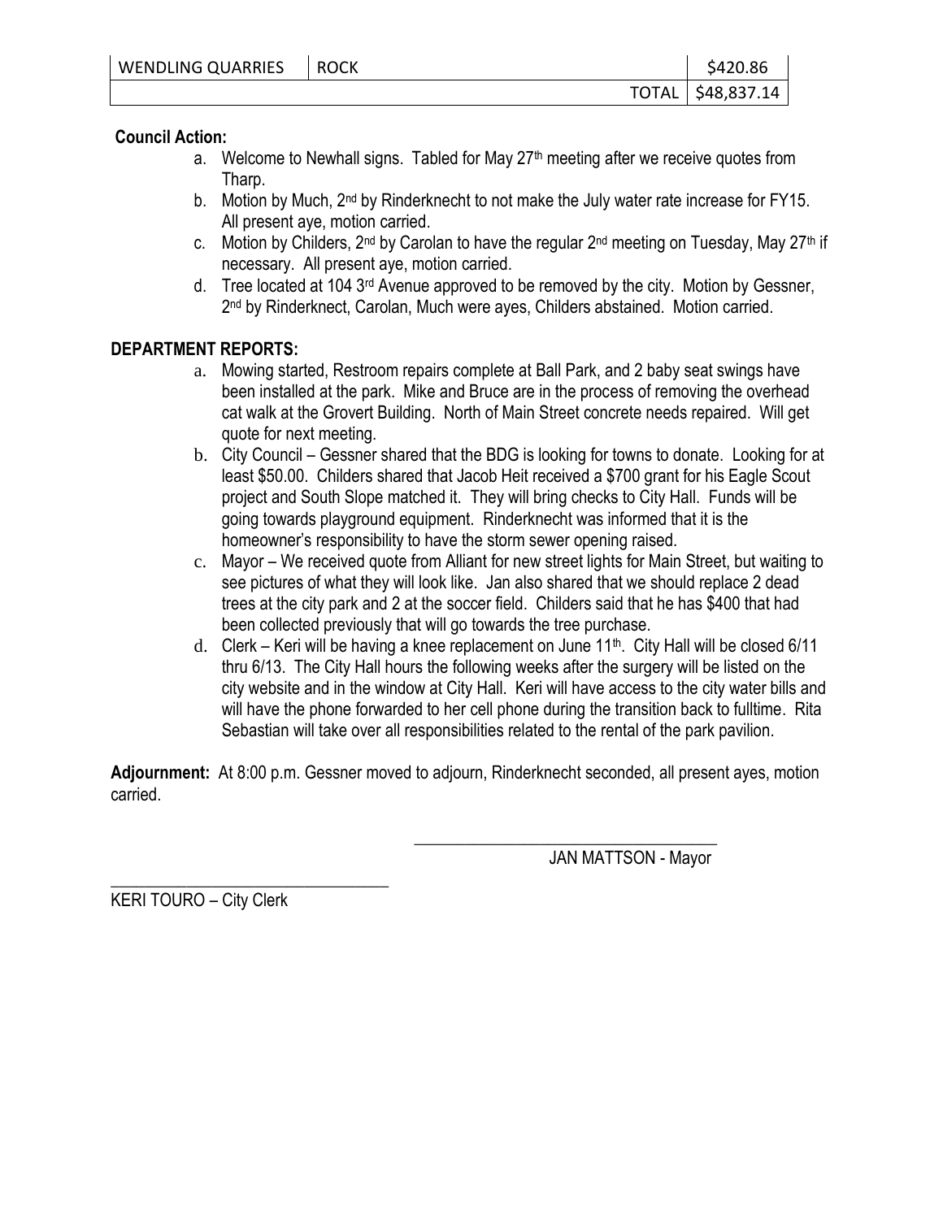| | | |
|---|---|---|
| WENDLING QUARRIES | ROCK | $420.86 |
| | TOTAL | $48,837.14 |

**Council Action:**

a. Welcome to Newhall signs. Tabled for May 27th meeting after we receive quotes from Tharp.
b. Motion by Much, 2nd by Rinderknecht to not make the July water rate increase for FY15. All present aye, motion carried.
c. Motion by Childers, 2nd by Carolan to have the regular 2nd meeting on Tuesday, May 27th if necessary. All present aye, motion carried.
d. Tree located at 104 3rd Avenue approved to be removed by the city. Motion by Gessner, 2nd by Rinderknect, Carolan, Much were ayes, Childers abstained. Motion carried.

**DEPARTMENT REPORTS:**

a. Mowing started, Restroom repairs complete at Ball Park, and 2 baby seat swings have been installed at the park. Mike and Bruce are in the process of removing the overhead cat walk at the Grovert Building. North of Main Street concrete needs repaired. Will get quote for next meeting.
b. City Council – Gessner shared that the BDG is looking for towns to donate. Looking for at least $50.00. Childers shared that Jacob Heit received a $700 grant for his Eagle Scout project and South Slope matched it. They will bring checks to City Hall. Funds will be going towards playground equipment. Rinderknecht was informed that it is the homeowner's responsibility to have the storm sewer opening raised.
c. Mayor – We received quote from Alliant for new street lights for Main Street, but waiting to see pictures of what they will look like. Jan also shared that we should replace 2 dead trees at the city park and 2 at the soccer field. Childers said that he has $400 that had been collected previously that will go towards the tree purchase.
d. Clerk – Keri will be having a knee replacement on June 11th. City Hall will be closed 6/11 thru 6/13. The City Hall hours the following weeks after the surgery will be listed on the city website and in the window at City Hall. Keri will have access to the city water bills and will have the phone forwarded to her cell phone during the transition back to fulltime. Rita Sebastian will take over all responsibilities related to the rental of the park pavilion.

**Adjournment:** At 8:00 p.m. Gessner moved to adjourn, Rinderknecht seconded, all present ayes, motion carried.

\_\_\_\_\_\_\_\_\_\_\_\_\_\_\_\_\_\_\_\_\_\_\_\_\_\_\_\_\_\_\_\_\_\_\_\_
JAN MATTSON - Mayor

\_\_\_\_\_\_\_\_\_\_\_\_\_\_\_\_\_\_\_\_\_\_\_\_\_\_\_\_\_\_\_\_\_\_\_\_
KERI TOURO – City Clerk